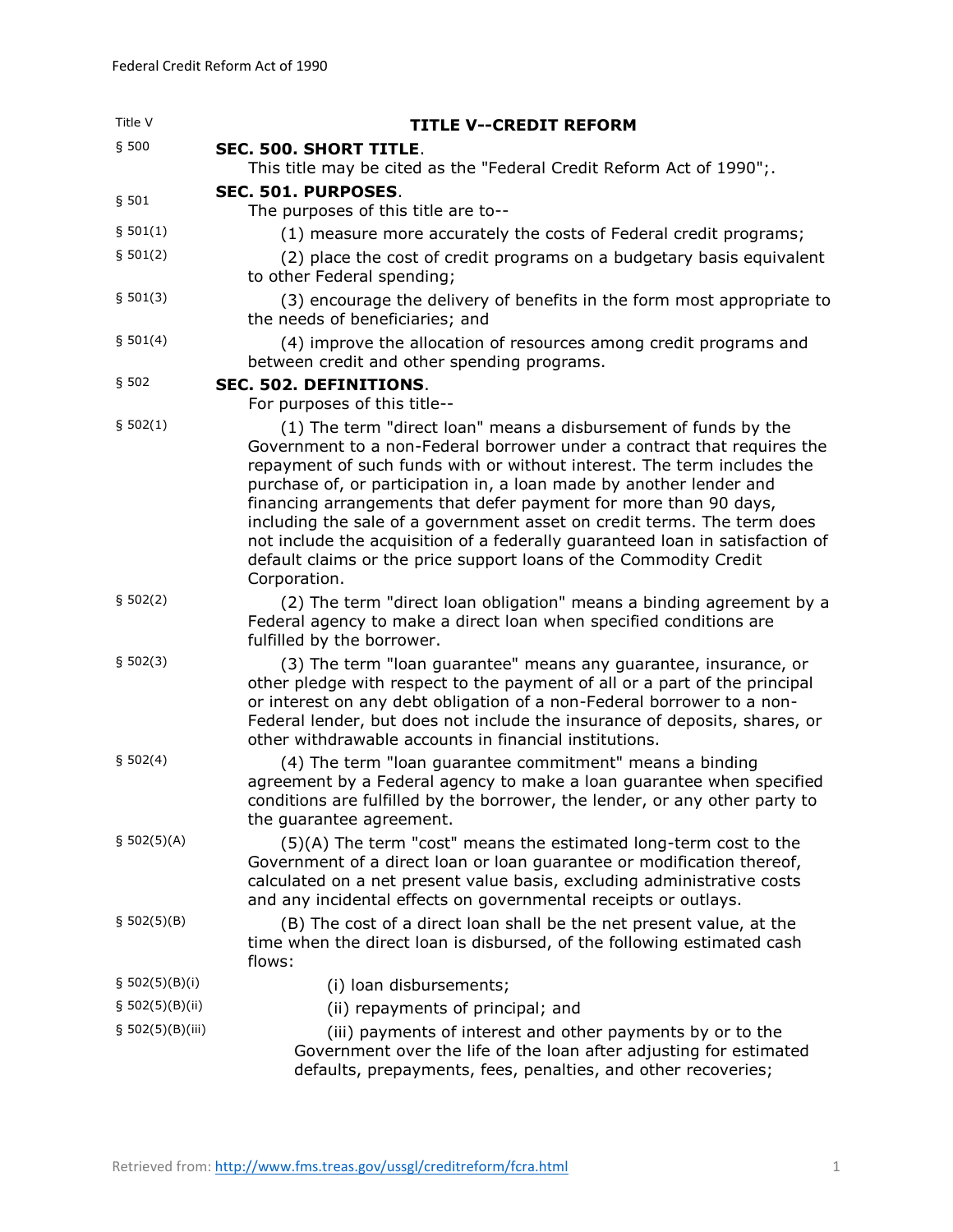| | |
|---|---|
| Title V | **TITLE V--CREDIT REFORM** |
| § 500 | **SEC. 500. SHORT TITLE**. This title may be cited as the "Federal Credit Reform Act of 1990";. |
| § 501 | **SEC. 501. PURPOSES**. The purposes of this title are to-- |
| § 501(1) | (1) measure more accurately the costs of Federal credit programs; |
| § 501(2) | (2) place the cost of credit programs on a budgetary basis equivalent to other Federal spending; |
| § 501(3) | (3) encourage the delivery of benefits in the form most appropriate to the needs of beneficiaries; and |
| § 501(4) | (4) improve the allocation of resources among credit programs and between credit and other spending programs. |
| § 502 | **SEC. 502. DEFINITIONS**. For purposes of this title-- |
| § 502(1) | (1) The term "direct loan" means a disbursement of funds by the Government to a non-Federal borrower under a contract that requires the repayment of such funds with or without interest. The term includes the purchase of, or participation in, a loan made by another lender and financing arrangements that defer payment for more than 90 days, including the sale of a government asset on credit terms. The term does not include the acquisition of a federally guaranteed loan in satisfaction of default claims or the price support loans of the Commodity Credit Corporation. |
| § 502(2) | (2) The term "direct loan obligation" means a binding agreement by a Federal agency to make a direct loan when specified conditions are fulfilled by the borrower. |
| § 502(3) | (3) The term "loan guarantee" means any guarantee, insurance, or other pledge with respect to the payment of all or a part of the principal or interest on any debt obligation of a non-Federal borrower to a non-Federal lender, but does not include the insurance of deposits, shares, or other withdrawable accounts in financial institutions. |
| § 502(4) | (4) The term "loan guarantee commitment" means a binding agreement by a Federal agency to make a loan guarantee when specified conditions are fulfilled by the borrower, the lender, or any other party to the guarantee agreement. |
| § 502(5)(A) | (5)(A) The term "cost" means the estimated long-term cost to the Government of a direct loan or loan guarantee or modification thereof, calculated on a net present value basis, excluding administrative costs and any incidental effects on governmental receipts or outlays. |
| § 502(5)(B) | (B) The cost of a direct loan shall be the net present value, at the time when the direct loan is disbursed, of the following estimated cash flows: |
| § 502(5)(B)(i) | (i) loan disbursements; |
| § 502(5)(B)(ii) | (ii) repayments of principal; and |
| § 502(5)(B)(iii) | (iii) payments of interest and other payments by or to the Government over the life of the loan after adjusting for estimated defaults, prepayments, fees, penalties, and other recoveries; |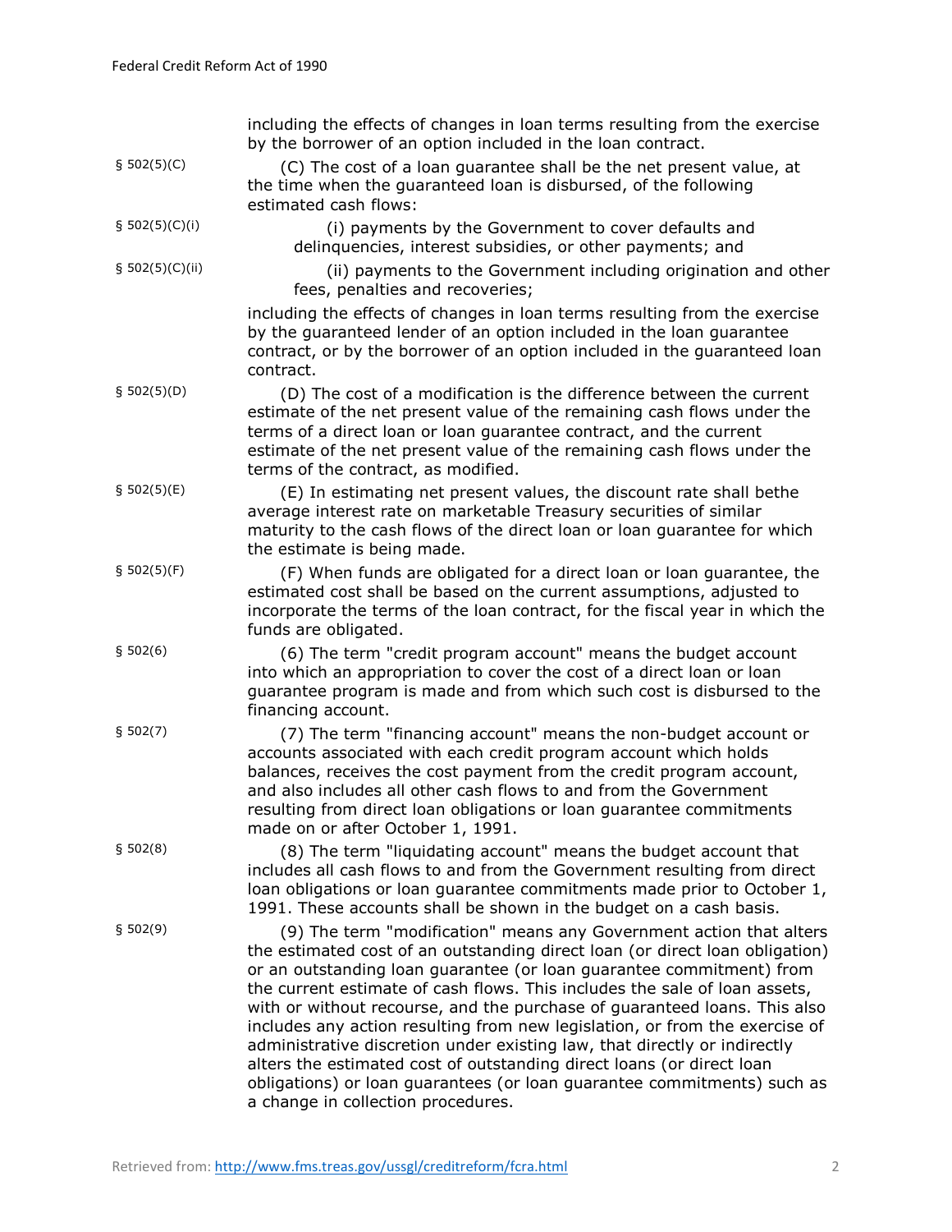including the effects of changes in loan terms resulting from the exercise by the borrower of an option included in the loan contract.

§ 502(5)(C) (C) The cost of a loan guarantee shall be the net present value, at the time when the guaranteed loan is disbursed, of the following estimated cash flows:

§ 502(5)(C)(i) (i) payments by the Government to cover defaults and delinquencies, interest subsidies, or other payments; and

§ 502(5)(C)(ii) (ii) payments to the Government including origination and other fees, penalties and recoveries;

including the effects of changes in loan terms resulting from the exercise by the guaranteed lender of an option included in the loan guarantee contract, or by the borrower of an option included in the guaranteed loan contract.

§ 502(5)(D) (D) The cost of a modification is the difference between the current estimate of the net present value of the remaining cash flows under the terms of a direct loan or loan guarantee contract, and the current estimate of the net present value of the remaining cash flows under the terms of the contract, as modified.

§ 502(5)(E) (E) In estimating net present values, the discount rate shall bethe average interest rate on marketable Treasury securities of similar maturity to the cash flows of the direct loan or loan guarantee for which the estimate is being made.

§ 502(5)(F) (F) When funds are obligated for a direct loan or loan guarantee, the estimated cost shall be based on the current assumptions, adjusted to incorporate the terms of the loan contract, for the fiscal year in which the funds are obligated.

§ 502(6) (6) The term "credit program account" means the budget account into which an appropriation to cover the cost of a direct loan or loan guarantee program is made and from which such cost is disbursed to the financing account.

§ 502(7) (7) The term "financing account" means the non-budget account or accounts associated with each credit program account which holds balances, receives the cost payment from the credit program account, and also includes all other cash flows to and from the Government resulting from direct loan obligations or loan guarantee commitments made on or after October 1, 1991.

§ 502(8) (8) The term "liquidating account" means the budget account that includes all cash flows to and from the Government resulting from direct loan obligations or loan guarantee commitments made prior to October 1, 1991. These accounts shall be shown in the budget on a cash basis.

§ 502(9) (9) The term "modification" means any Government action that alters the estimated cost of an outstanding direct loan (or direct loan obligation) or an outstanding loan guarantee (or loan guarantee commitment) from the current estimate of cash flows. This includes the sale of loan assets, with or without recourse, and the purchase of guaranteed loans. This also includes any action resulting from new legislation, or from the exercise of administrative discretion under existing law, that directly or indirectly alters the estimated cost of outstanding direct loans (or direct loan obligations) or loan guarantees (or loan guarantee commitments) such as a change in collection procedures.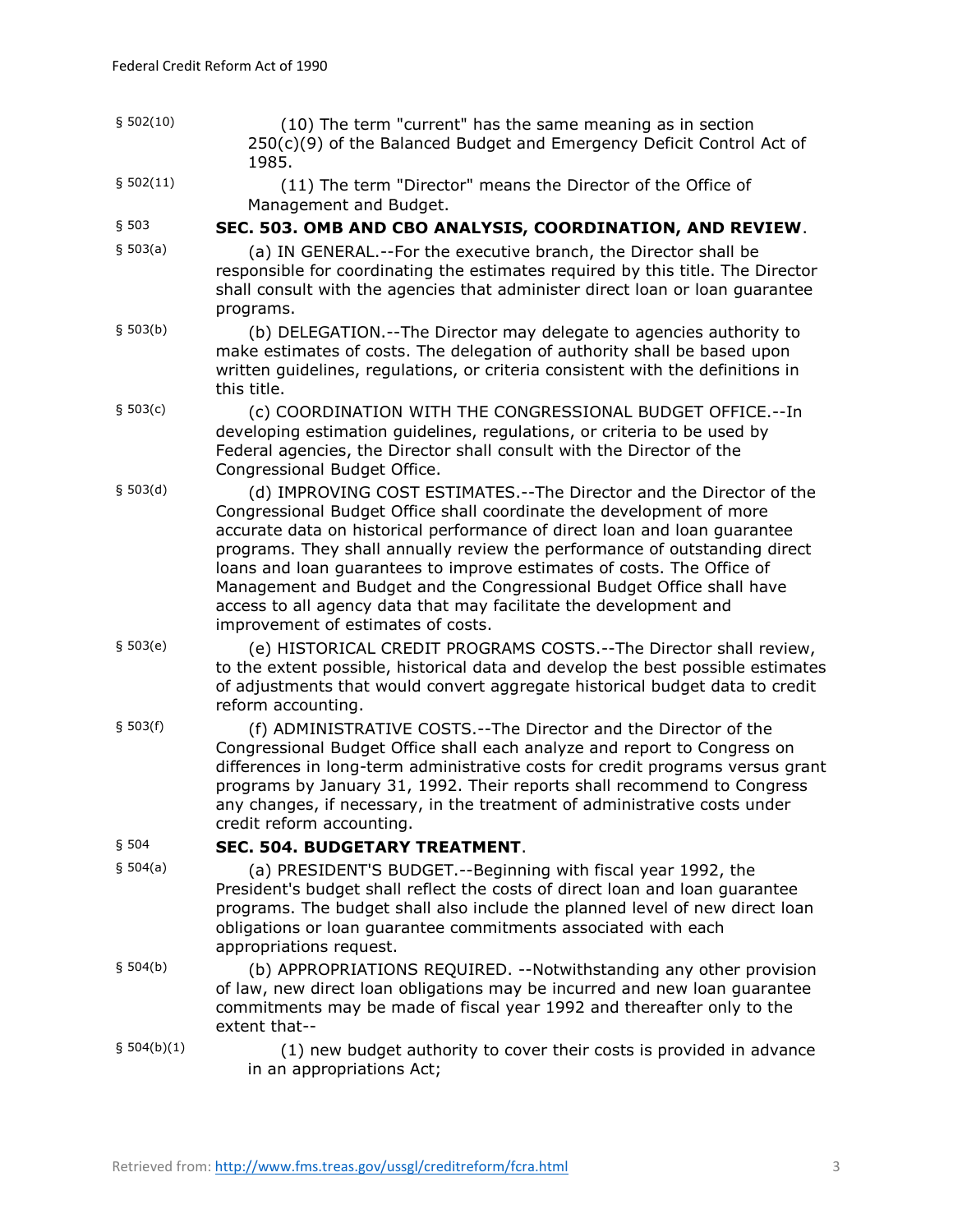§ 502(10) (10) The term "current" has the same meaning as in section 250(c)(9) of the Balanced Budget and Emergency Deficit Control Act of 1985.

§ 502(11) (11) The term "Director" means the Director of the Office of Management and Budget.

§ 503 **SEC. 503. OMB AND CBO ANALYSIS, COORDINATION, AND REVIEW**.

§ 503(a) (a) IN GENERAL.--For the executive branch, the Director shall be responsible for coordinating the estimates required by this title. The Director shall consult with the agencies that administer direct loan or loan guarantee programs.

§ 503(b) (b) DELEGATION.--The Director may delegate to agencies authority to make estimates of costs. The delegation of authority shall be based upon written guidelines, regulations, or criteria consistent with the definitions in this title.

§ 503(c) (c) COORDINATION WITH THE CONGRESSIONAL BUDGET OFFICE.--In developing estimation guidelines, regulations, or criteria to be used by Federal agencies, the Director shall consult with the Director of the Congressional Budget Office.

§ 503(d) (d) IMPROVING COST ESTIMATES.--The Director and the Director of the Congressional Budget Office shall coordinate the development of more accurate data on historical performance of direct loan and loan guarantee programs. They shall annually review the performance of outstanding direct loans and loan guarantees to improve estimates of costs. The Office of Management and Budget and the Congressional Budget Office shall have access to all agency data that may facilitate the development and improvement of estimates of costs.

§ 503(e) (e) HISTORICAL CREDIT PROGRAMS COSTS.--The Director shall review, to the extent possible, historical data and develop the best possible estimates of adjustments that would convert aggregate historical budget data to credit reform accounting.

§ 503(f) (f) ADMINISTRATIVE COSTS.--The Director and the Director of the Congressional Budget Office shall each analyze and report to Congress on differences in long-term administrative costs for credit programs versus grant programs by January 31, 1992. Their reports shall recommend to Congress any changes, if necessary, in the treatment of administrative costs under credit reform accounting.

§ 504 **SEC. 504. BUDGETARY TREATMENT**.

§ 504(a) (a) PRESIDENT'S BUDGET.--Beginning with fiscal year 1992, the President's budget shall reflect the costs of direct loan and loan guarantee programs. The budget shall also include the planned level of new direct loan obligations or loan guarantee commitments associated with each appropriations request.

§ 504(b) (b) APPROPRIATIONS REQUIRED. --Notwithstanding any other provision of law, new direct loan obligations may be incurred and new loan guarantee commitments may be made of fiscal year 1992 and thereafter only to the extent that--

§ 504(b)(1) (1) new budget authority to cover their costs is provided in advance in an appropriations Act;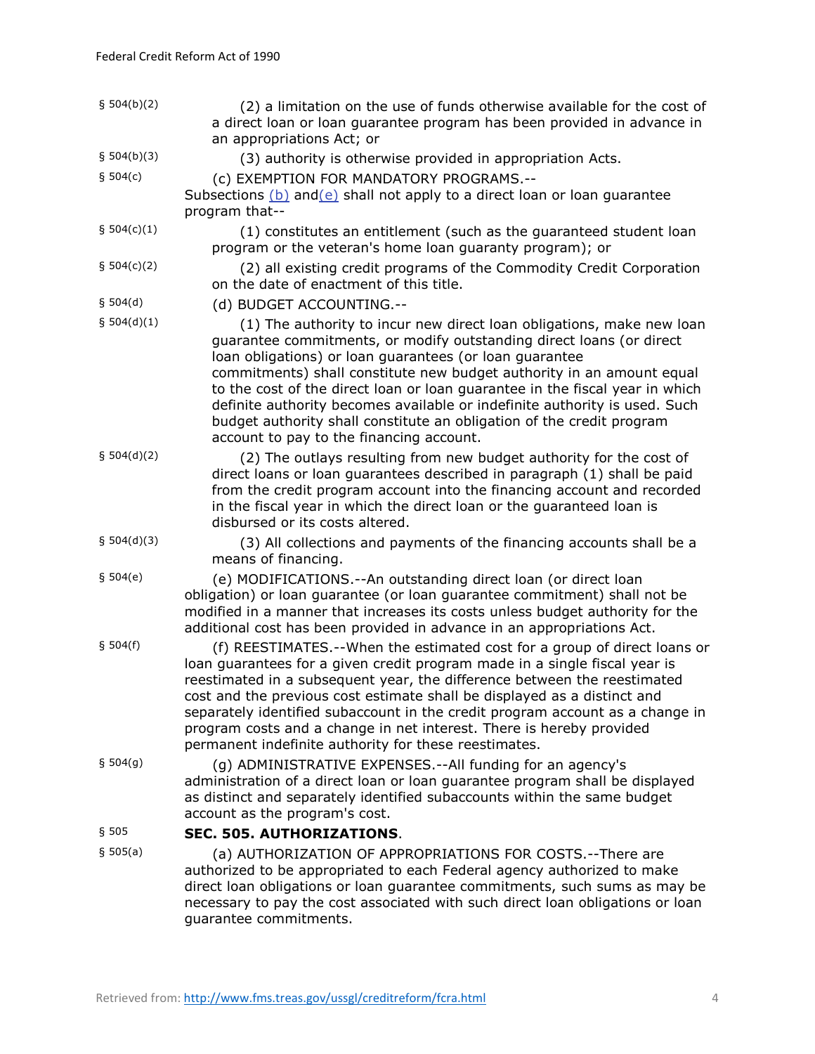§ 504(b)(2) (2) a limitation on the use of funds otherwise available for the cost of a direct loan or loan guarantee program has been provided in advance in an appropriations Act; or

§ 504(b)(3) (3) authority is otherwise provided in appropriation Acts.

§ 504(c) (c) EXEMPTION FOR MANDATORY PROGRAMS.--Subsections (b) and(e) shall not apply to a direct loan or loan guarantee program that--

§ 504(c)(1) (1) constitutes an entitlement (such as the guaranteed student loan program or the veteran's home loan guaranty program); or

§ 504(c)(2) (2) all existing credit programs of the Commodity Credit Corporation on the date of enactment of this title.

§ 504(d) (d) BUDGET ACCOUNTING.--

§ 504(d)(1) (1) The authority to incur new direct loan obligations, make new loan guarantee commitments, or modify outstanding direct loans (or direct loan obligations) or loan guarantees (or loan guarantee commitments) shall constitute new budget authority in an amount equal to the cost of the direct loan or loan guarantee in the fiscal year in which definite authority becomes available or indefinite authority is used. Such budget authority shall constitute an obligation of the credit program account to pay to the financing account.

§ 504(d)(2) (2) The outlays resulting from new budget authority for the cost of direct loans or loan guarantees described in paragraph (1) shall be paid from the credit program account into the financing account and recorded in the fiscal year in which the direct loan or the guaranteed loan is disbursed or its costs altered.

§ 504(d)(3) (3) All collections and payments of the financing accounts shall be a means of financing.

§ 504(e) (e) MODIFICATIONS.--An outstanding direct loan (or direct loan obligation) or loan guarantee (or loan guarantee commitment) shall not be modified in a manner that increases its costs unless budget authority for the additional cost has been provided in advance in an appropriations Act.

§ 504(f) (f) REESTIMATES.--When the estimated cost for a group of direct loans or loan guarantees for a given credit program made in a single fiscal year is reestimated in a subsequent year, the difference between the reestimated cost and the previous cost estimate shall be displayed as a distinct and separately identified subaccount in the credit program account as a change in program costs and a change in net interest. There is hereby provided permanent indefinite authority for these reestimates.

§ 504(g) (g) ADMINISTRATIVE EXPENSES.--All funding for an agency's administration of a direct loan or loan guarantee program shall be displayed as distinct and separately identified subaccounts within the same budget account as the program's cost.

§ 505 **SEC. 505. AUTHORIZATIONS**.

§ 505(a) (a) AUTHORIZATION OF APPROPRIATIONS FOR COSTS.--There are authorized to be appropriated to each Federal agency authorized to make direct loan obligations or loan guarantee commitments, such sums as may be necessary to pay the cost associated with such direct loan obligations or loan guarantee commitments.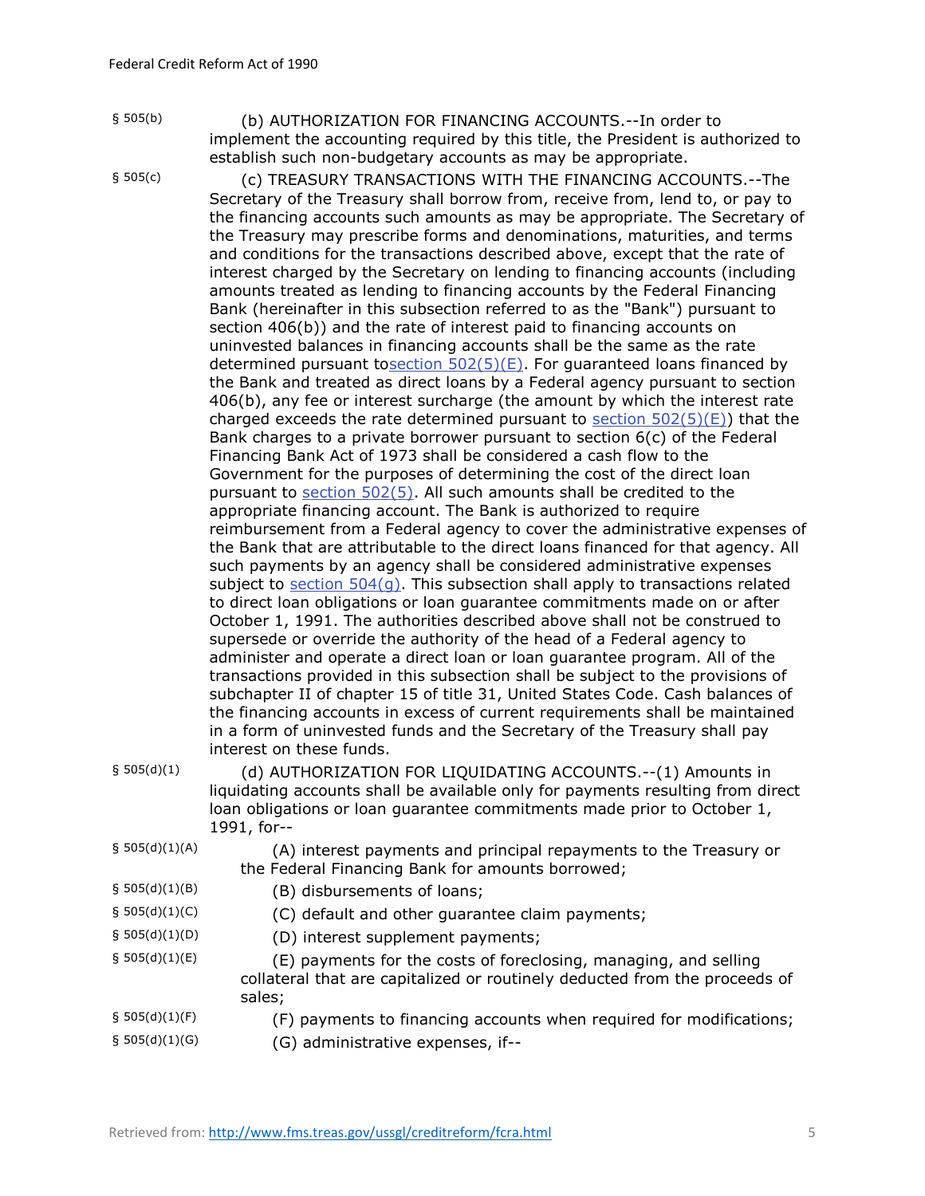§ 505(b) (b) AUTHORIZATION FOR FINANCING ACCOUNTS.--In order to implement the accounting required by this title, the President is authorized to establish such non-budgetary accounts as may be appropriate.

§ 505(c) (c) TREASURY TRANSACTIONS WITH THE FINANCING ACCOUNTS.--The Secretary of the Treasury shall borrow from, receive from, lend to, or pay to the financing accounts such amounts as may be appropriate. The Secretary of the Treasury may prescribe forms and denominations, maturities, and terms and conditions for the transactions described above, except that the rate of interest charged by the Secretary on lending to financing accounts (including amounts treated as lending to financing accounts by the Federal Financing Bank (hereinafter in this subsection referred to as the "Bank") pursuant to section 406(b)) and the rate of interest paid to financing accounts on uninvested balances in financing accounts shall be the same as the rate determined pursuant tosection 502(5)(E). For guaranteed loans financed by the Bank and treated as direct loans by a Federal agency pursuant to section 406(b), any fee or interest surcharge (the amount by which the interest rate charged exceeds the rate determined pursuant to section 502(5)(E)) that the Bank charges to a private borrower pursuant to section 6(c) of the Federal Financing Bank Act of 1973 shall be considered a cash flow to the Government for the purposes of determining the cost of the direct loan pursuant to section 502(5). All such amounts shall be credited to the appropriate financing account. The Bank is authorized to require reimbursement from a Federal agency to cover the administrative expenses of the Bank that are attributable to the direct loans financed for that agency. All such payments by an agency shall be considered administrative expenses subject to section 504(g). This subsection shall apply to transactions related to direct loan obligations or loan guarantee commitments made on or after October 1, 1991. The authorities described above shall not be construed to supersede or override the authority of the head of a Federal agency to administer and operate a direct loan or loan guarantee program. All of the transactions provided in this subsection shall be subject to the provisions of subchapter II of chapter 15 of title 31, United States Code. Cash balances of the financing accounts in excess of current requirements shall be maintained in a form of uninvested funds and the Secretary of the Treasury shall pay interest on these funds.

§ 505(d)(1) (d) AUTHORIZATION FOR LIQUIDATING ACCOUNTS.--(1) Amounts in liquidating accounts shall be available only for payments resulting from direct loan obligations or loan guarantee commitments made prior to October 1, 1991, for--

§ 505(d)(1)(A) (A) interest payments and principal repayments to the Treasury or the Federal Financing Bank for amounts borrowed;

§ 505(d)(1)(B) (B) disbursements of loans;

§ 505(d)(1)(C) (C) default and other guarantee claim payments;

§ 505(d)(1)(D) (D) interest supplement payments;

§ 505(d)(1)(E) (E) payments for the costs of foreclosing, managing, and selling collateral that are capitalized or routinely deducted from the proceeds of sales;

§ 505(d)(1)(F) (F) payments to financing accounts when required for modifications;

§ 505(d)(1)(G) (G) administrative expenses, if--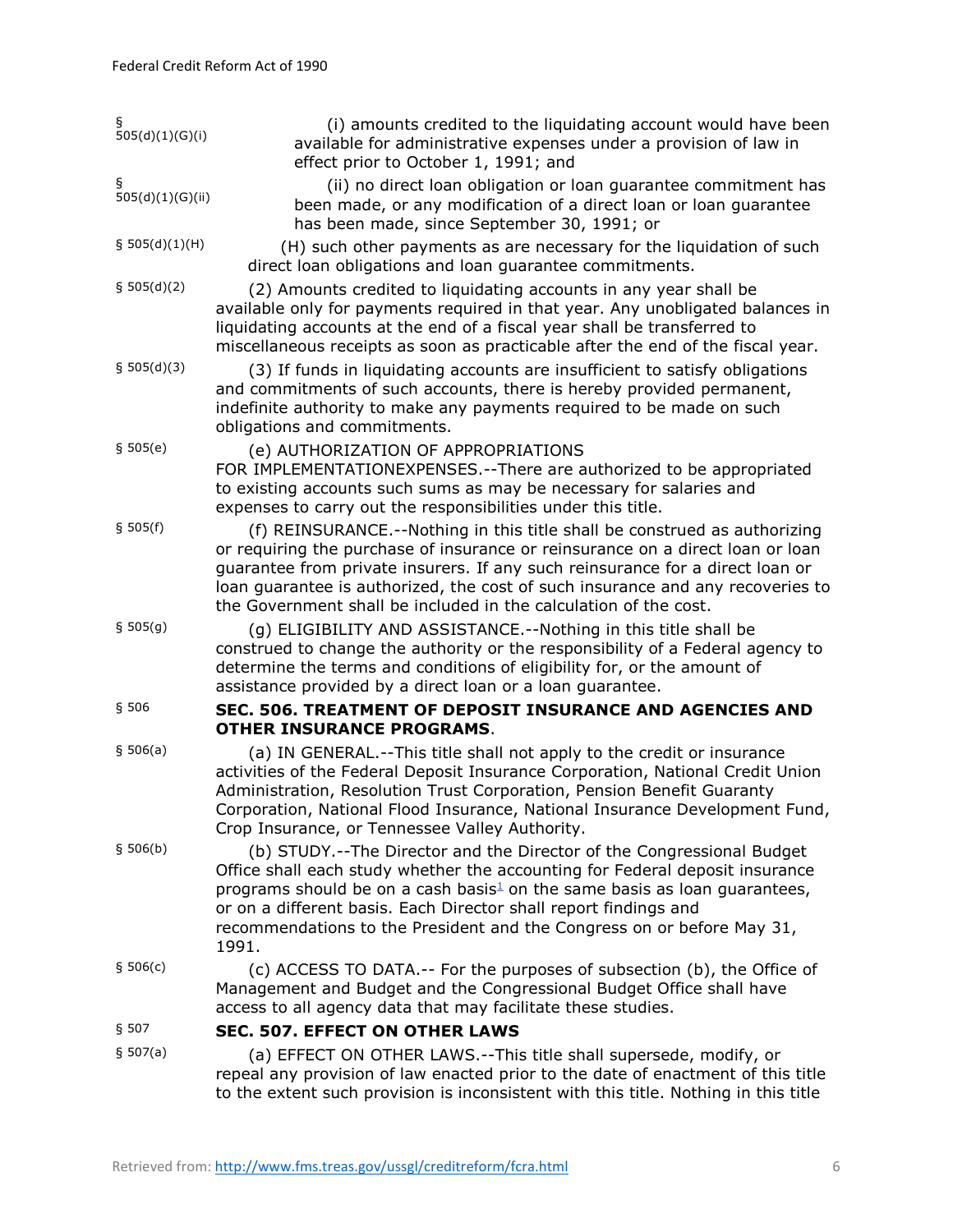§ 505(d)(1)(G)(i) (i) amounts credited to the liquidating account would have been available for administrative expenses under a provision of law in effect prior to October 1, 1991; and

§ 505(d)(1)(G)(ii) (ii) no direct loan obligation or loan guarantee commitment has been made, or any modification of a direct loan or loan guarantee has been made, since September 30, 1991; or

§ 505(d)(1)(H) (H) such other payments as are necessary for the liquidation of such direct loan obligations and loan guarantee commitments.

§ 505(d)(2) (2) Amounts credited to liquidating accounts in any year shall be available only for payments required in that year. Any unobligated balances in liquidating accounts at the end of a fiscal year shall be transferred to miscellaneous receipts as soon as practicable after the end of the fiscal year.

§ 505(d)(3) (3) If funds in liquidating accounts are insufficient to satisfy obligations and commitments of such accounts, there is hereby provided permanent, indefinite authority to make any payments required to be made on such obligations and commitments.

§ 505(e) (e) AUTHORIZATION OF APPROPRIATIONS FOR IMPLEMENTATIONEXPENSES.--There are authorized to be appropriated to existing accounts such sums as may be necessary for salaries and expenses to carry out the responsibilities under this title.

§ 505(f) (f) REINSURANCE.--Nothing in this title shall be construed as authorizing or requiring the purchase of insurance or reinsurance on a direct loan or loan guarantee from private insurers. If any such reinsurance for a direct loan or loan guarantee is authorized, the cost of such insurance and any recoveries to the Government shall be included in the calculation of the cost.

§ 505(g) (g) ELIGIBILITY AND ASSISTANCE.--Nothing in this title shall be construed to change the authority or the responsibility of a Federal agency to determine the terms and conditions of eligibility for, or the amount of assistance provided by a direct loan or a loan guarantee.

§ 506 **SEC. 506. TREATMENT OF DEPOSIT INSURANCE AND AGENCIES AND OTHER INSURANCE PROGRAMS**.

§ 506(a) (a) IN GENERAL.--This title shall not apply to the credit or insurance activities of the Federal Deposit Insurance Corporation, National Credit Union Administration, Resolution Trust Corporation, Pension Benefit Guaranty Corporation, National Flood Insurance, National Insurance Development Fund, Crop Insurance, or Tennessee Valley Authority.

§ 506(b) (b) STUDY.--The Director and the Director of the Congressional Budget Office shall each study whether the accounting for Federal deposit insurance programs should be on a cash basis[1] on the same basis as loan guarantees, or on a different basis. Each Director shall report findings and recommendations to the President and the Congress on or before May 31, 1991.

§ 506(c) (c) ACCESS TO DATA.-- For the purposes of subsection (b), the Office of Management and Budget and the Congressional Budget Office shall have access to all agency data that may facilitate these studies.

§ 507 **SEC. 507. EFFECT ON OTHER LAWS**

§ 507(a) (a) EFFECT ON OTHER LAWS.--This title shall supersede, modify, or repeal any provision of law enacted prior to the date of enactment of this title to the extent such provision is inconsistent with this title. Nothing in this title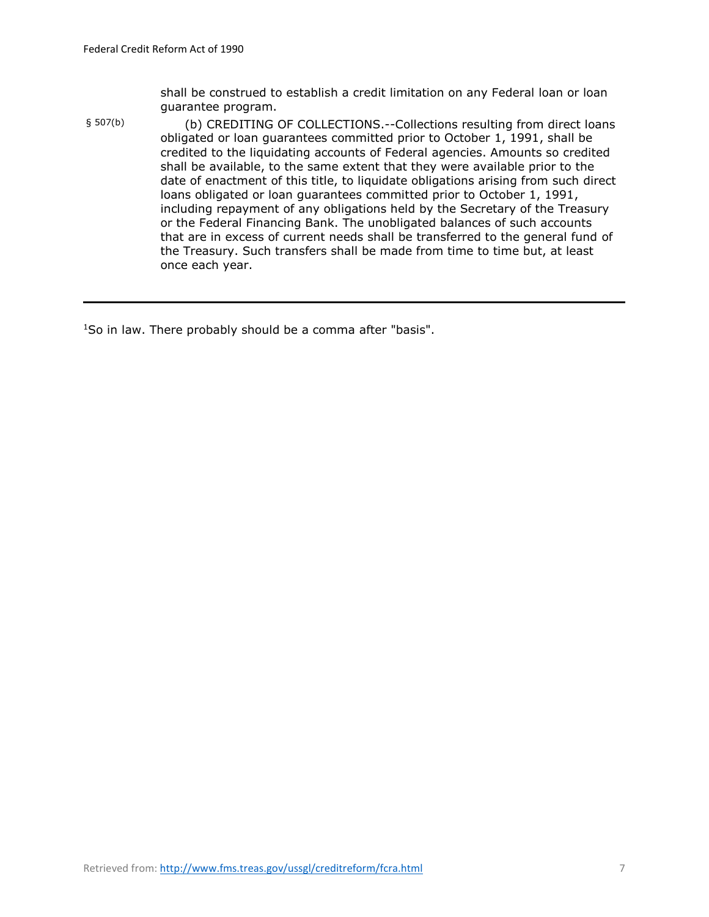shall be construed to establish a credit limitation on any Federal loan or loan guarantee program.

§ 507(b)

(b) CREDITING OF COLLECTIONS.--Collections resulting from direct loans obligated or loan guarantees committed prior to October 1, 1991, shall be credited to the liquidating accounts of Federal agencies. Amounts so credited shall be available, to the same extent that they were available prior to the date of enactment of this title, to liquidate obligations arising from such direct loans obligated or loan guarantees committed prior to October 1, 1991, including repayment of any obligations held by the Secretary of the Treasury or the Federal Financing Bank. The unobligated balances of such accounts that are in excess of current needs shall be transferred to the general fund of the Treasury. Such transfers shall be made from time to time but, at least once each year.

---

[1]So in law. There probably should be a comma after "basis".